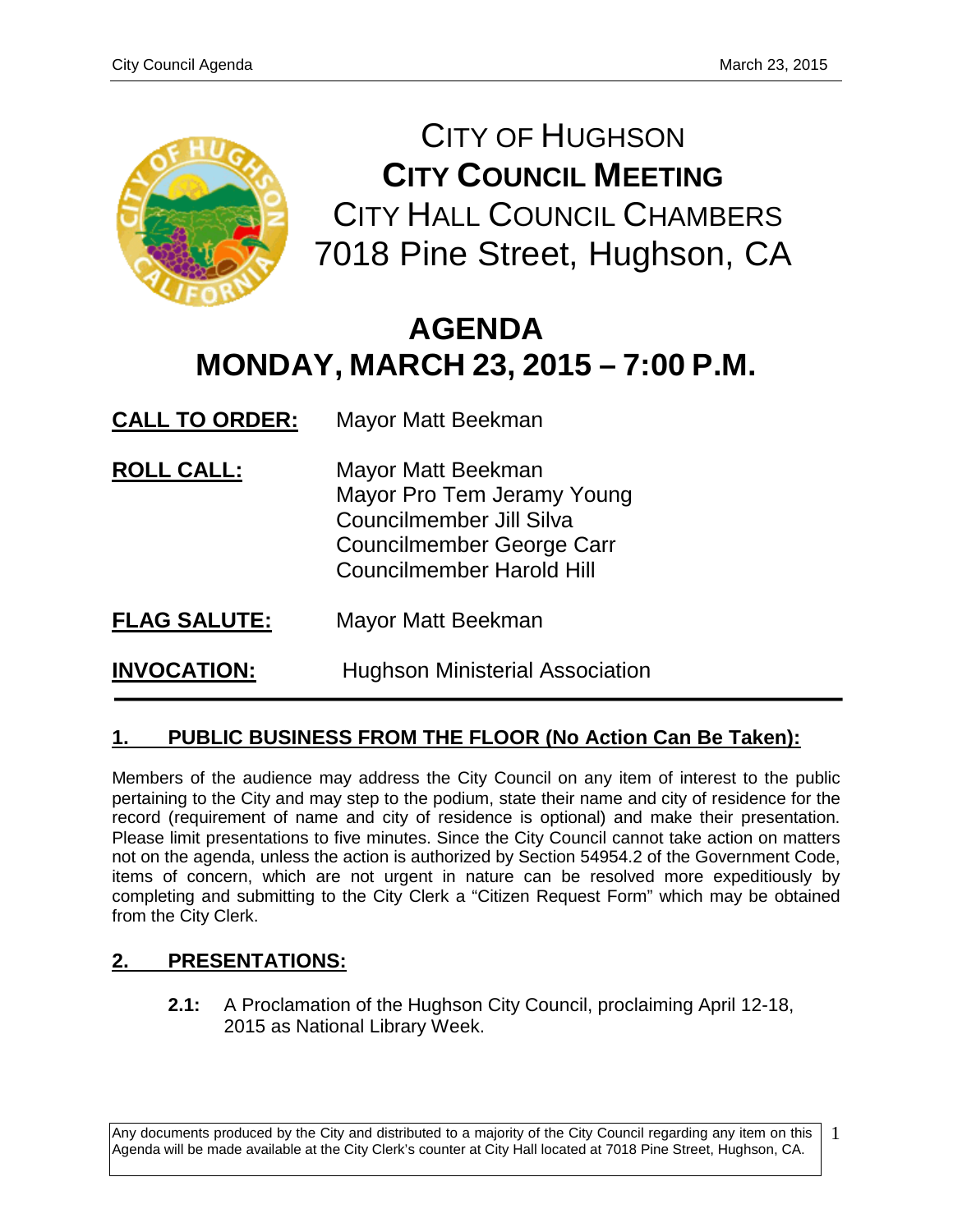# CITY OF HUGHSON
## CITY COUNCIL MEETING
### CITY HALL COUNCIL CHAMBERS
### 7018 Pine Street, Hughson, CA

# AGENDA
# MONDAY, MARCH 23, 2015 – 7:00 P.M.

**CALL TO ORDER:** Mayor Matt Beekman

**ROLL CALL:** Mayor Matt Beekman
Mayor Pro Tem Jeramy Young
Councilmember Jill Silva
Councilmember George Carr
Councilmember Harold Hill

**FLAG SALUTE:** Mayor Matt Beekman

**INVOCATION:** Hughson Ministerial Association

---

## 1. PUBLIC BUSINESS FROM THE FLOOR (No Action Can Be Taken):

Members of the audience may address the City Council on any item of interest to the public pertaining to the City and may step to the podium, state their name and city of residence for the record (requirement of name and city of residence is optional) and make their presentation. Please limit presentations to five minutes. Since the City Council cannot take action on matters not on the agenda, unless the action is authorized by Section 54954.2 of the Government Code, items of concern, which are not urgent in nature can be resolved more expeditiously by completing and submitting to the City Clerk a "Citizen Request Form" which may be obtained from the City Clerk.

## 2. PRESENTATIONS:

**2.1:** A Proclamation of the Hughson City Council, proclaiming April 12-18, 2015 as National Library Week.

Any documents produced by the City and distributed to a majority of the City Council regarding any item on this Agenda will be made available at the City Clerk's counter at City Hall located at 7018 Pine Street, Hughson, CA.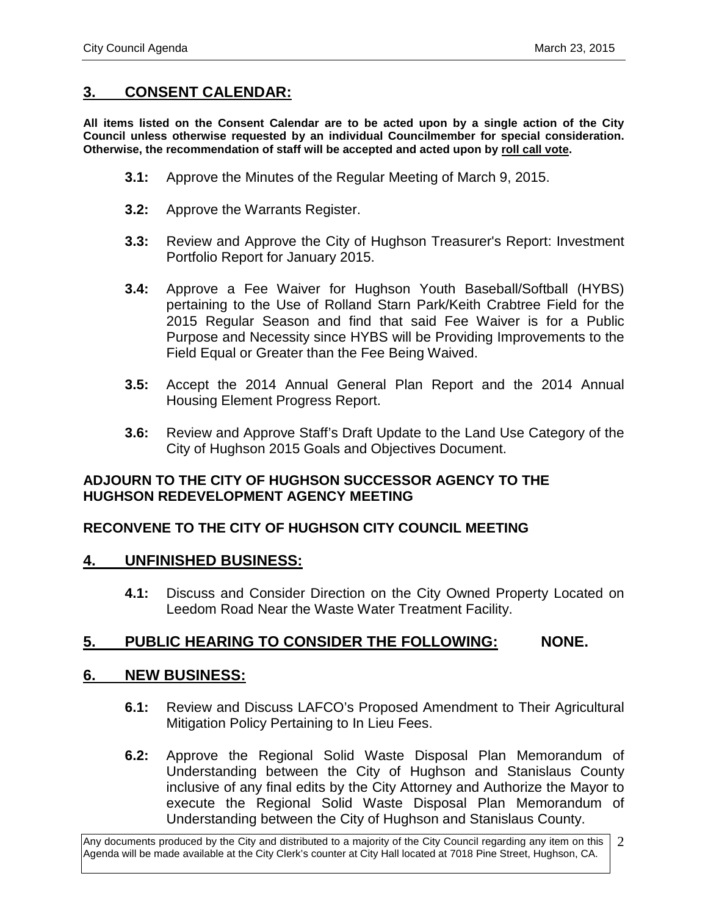## 3. CONSENT CALENDAR:

**All items listed on the Consent Calendar are to be acted upon by a single action of the City Council unless otherwise requested by an individual Councilmember for special consideration. Otherwise, the recommendation of staff will be accepted and acted upon by roll call vote.**

**3.1:** Approve the Minutes of the Regular Meeting of March 9, 2015.

**3.2:** Approve the Warrants Register.

**3.3:** Review and Approve the City of Hughson Treasurer's Report: Investment Portfolio Report for January 2015.

**3.4:** Approve a Fee Waiver for Hughson Youth Baseball/Softball (HYBS) pertaining to the Use of Rolland Starn Park/Keith Crabtree Field for the 2015 Regular Season and find that said Fee Waiver is for a Public Purpose and Necessity since HYBS will be Providing Improvements to the Field Equal or Greater than the Fee Being Waived.

**3.5:** Accept the 2014 Annual General Plan Report and the 2014 Annual Housing Element Progress Report.

**3.6:** Review and Approve Staff's Draft Update to the Land Use Category of the City of Hughson 2015 Goals and Objectives Document.

**ADJOURN TO THE CITY OF HUGHSON SUCCESSOR AGENCY TO THE HUGHSON REDEVELOPMENT AGENCY MEETING**

**RECONVENE TO THE CITY OF HUGHSON CITY COUNCIL MEETING**

## 4. UNFINISHED BUSINESS:

**4.1:** Discuss and Consider Direction on the City Owned Property Located on Leedom Road Near the Waste Water Treatment Facility.

## 5. PUBLIC HEARING TO CONSIDER THE FOLLOWING: NONE.

## 6. NEW BUSINESS:

**6.1:** Review and Discuss LAFCO's Proposed Amendment to Their Agricultural Mitigation Policy Pertaining to In Lieu Fees.

**6.2:** Approve the Regional Solid Waste Disposal Plan Memorandum of Understanding between the City of Hughson and Stanislaus County inclusive of any final edits by the City Attorney and Authorize the Mayor to execute the Regional Solid Waste Disposal Plan Memorandum of Understanding between the City of Hughson and Stanislaus County.

Any documents produced by the City and distributed to a majority of the City Council regarding any item on this Agenda will be made available at the City Clerk's counter at City Hall located at 7018 Pine Street, Hughson, CA.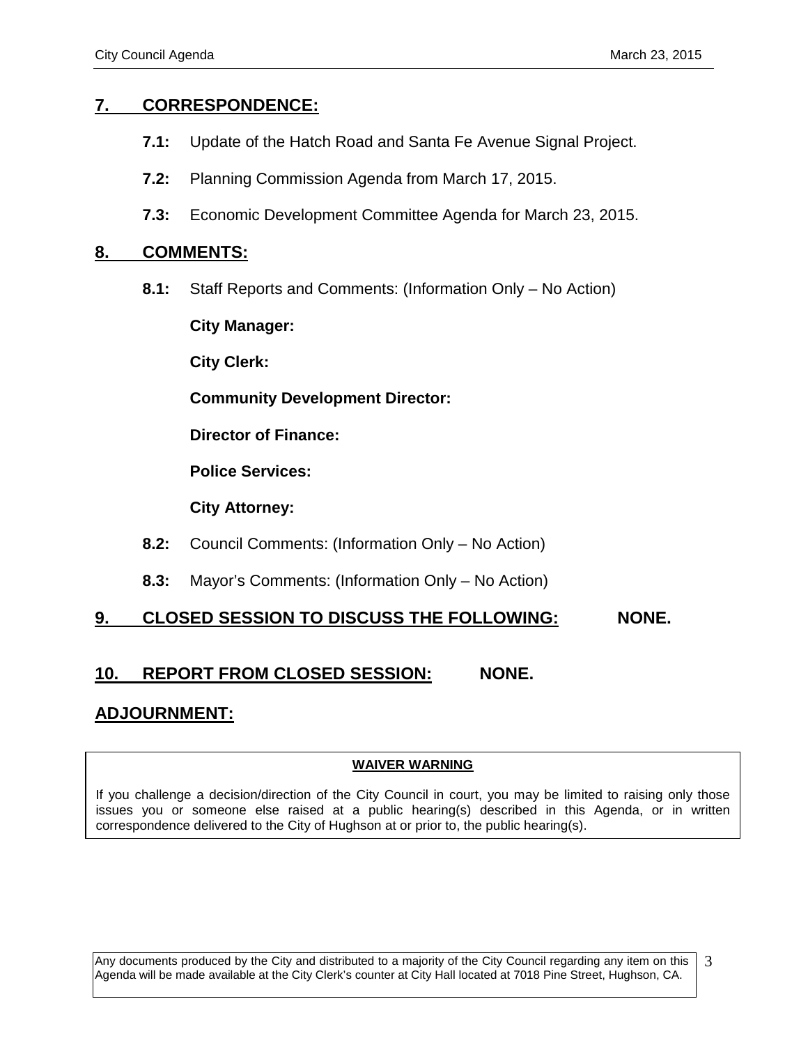## 7. CORRESPONDENCE:

**7.1:** Update of the Hatch Road and Santa Fe Avenue Signal Project.

**7.2:** Planning Commission Agenda from March 17, 2015.

**7.3:** Economic Development Committee Agenda for March 23, 2015.

## 8. COMMENTS:

**8.1:** Staff Reports and Comments: (Information Only – No Action)

**City Manager:**

**City Clerk:**

**Community Development Director:**

**Director of Finance:**

**Police Services:**

**City Attorney:**

**8.2:** Council Comments: (Information Only – No Action)

**8.3:** Mayor's Comments: (Information Only – No Action)

## 9. CLOSED SESSION TO DISCUSS THE FOLLOWING: NONE.

## 10. REPORT FROM CLOSED SESSION: NONE.

## ADJOURNMENT:

**WAIVER WARNING**

If you challenge a decision/direction of the City Council in court, you may be limited to raising only those issues you or someone else raised at a public hearing(s) described in this Agenda, or in written correspondence delivered to the City of Hughson at or prior to, the public hearing(s).

Any documents produced by the City and distributed to a majority of the City Council regarding any item on this Agenda will be made available at the City Clerk's counter at City Hall located at 7018 Pine Street, Hughson, CA.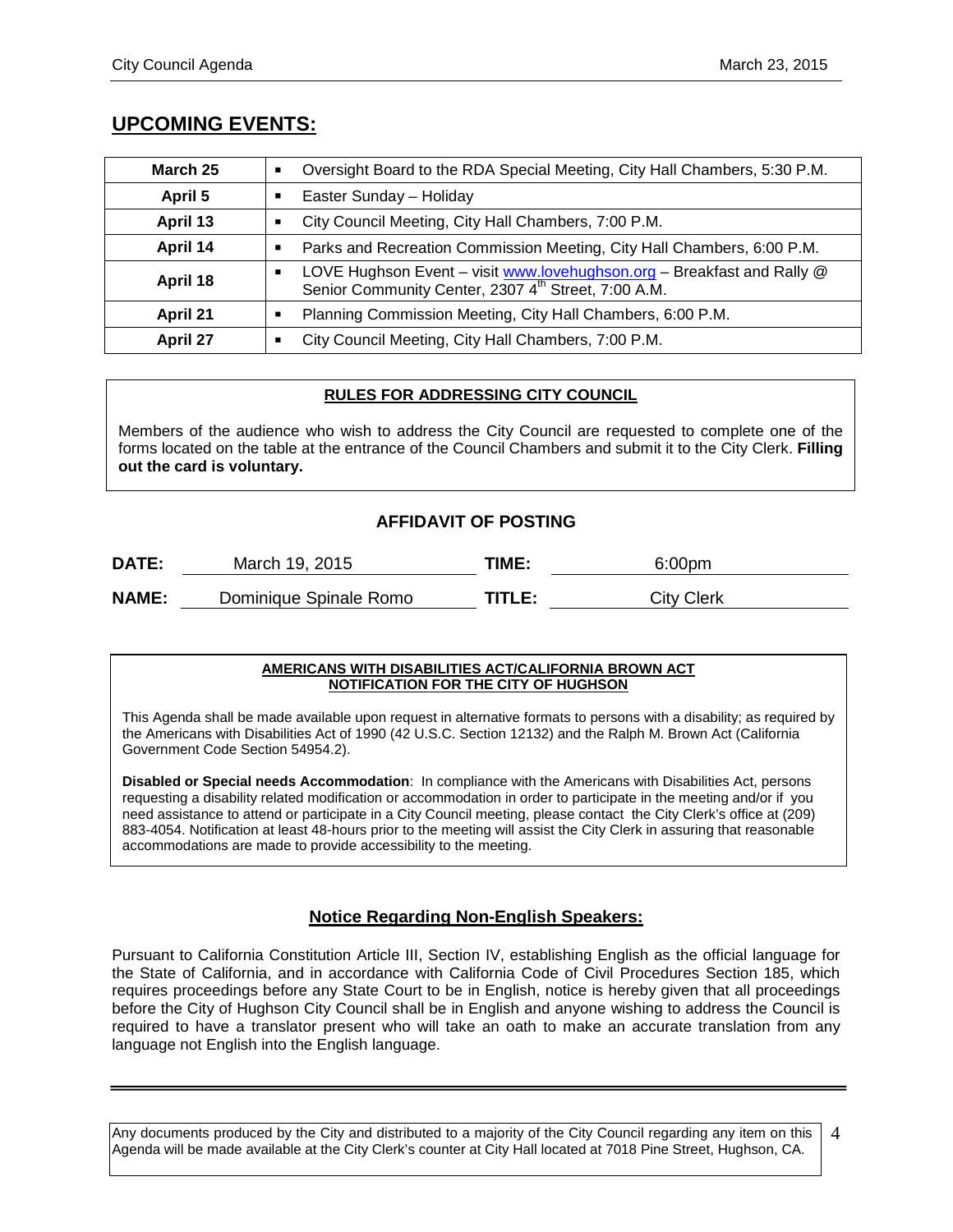## UPCOMING EVENTS:

| | |
|---|---|
| **March 25** | ▪ Oversight Board to the RDA Special Meeting, City Hall Chambers, 5:30 P.M. |
| **April 5** | ▪ Easter Sunday – Holiday |
| **April 13** | ▪ City Council Meeting, City Hall Chambers, 7:00 P.M. |
| **April 14** | ▪ Parks and Recreation Commission Meeting, City Hall Chambers, 6:00 P.M. |
| **April 18** | ▪ LOVE Hughson Event – visit www.lovehughson.org – Breakfast and Rally @ Senior Community Center, 2307 4th Street, 7:00 A.M. |
| **April 21** | ▪ Planning Commission Meeting, City Hall Chambers, 6:00 P.M. |
| **April 27** | ▪ City Council Meeting, City Hall Chambers, 7:00 P.M. |

**RULES FOR ADDRESSING CITY COUNCIL**

Members of the audience who wish to address the City Council are requested to complete one of the forms located on the table at the entrance of the Council Chambers and submit it to the City Clerk. **Filling out the card is voluntary.**

### AFFIDAVIT OF POSTING

**DATE:** March 19, 2015 **TIME:** 6:00pm

**NAME:** Dominique Spinale Romo **TITLE:** City Clerk

**AMERICANS WITH DISABILITIES ACT/CALIFORNIA BROWN ACT NOTIFICATION FOR THE CITY OF HUGHSON**

This Agenda shall be made available upon request in alternative formats to persons with a disability; as required by the Americans with Disabilities Act of 1990 (42 U.S.C. Section 12132) and the Ralph M. Brown Act (California Government Code Section 54954.2).

**Disabled or Special needs Accommodation**: In compliance with the Americans with Disabilities Act, persons requesting a disability related modification or accommodation in order to participate in the meeting and/or if you need assistance to attend or participate in a City Council meeting, please contact the City Clerk's office at (209) 883-4054. Notification at least 48-hours prior to the meeting will assist the City Clerk in assuring that reasonable accommodations are made to provide accessibility to the meeting.

### Notice Regarding Non-English Speakers:

Pursuant to California Constitution Article III, Section IV, establishing English as the official language for the State of California, and in accordance with California Code of Civil Procedures Section 185, which requires proceedings before any State Court to be in English, notice is hereby given that all proceedings before the City of Hughson City Council shall be in English and anyone wishing to address the Council is required to have a translator present who will take an oath to make an accurate translation from any language not English into the English language.

Any documents produced by the City and distributed to a majority of the City Council regarding any item on this Agenda will be made available at the City Clerk's counter at City Hall located at 7018 Pine Street, Hughson, CA.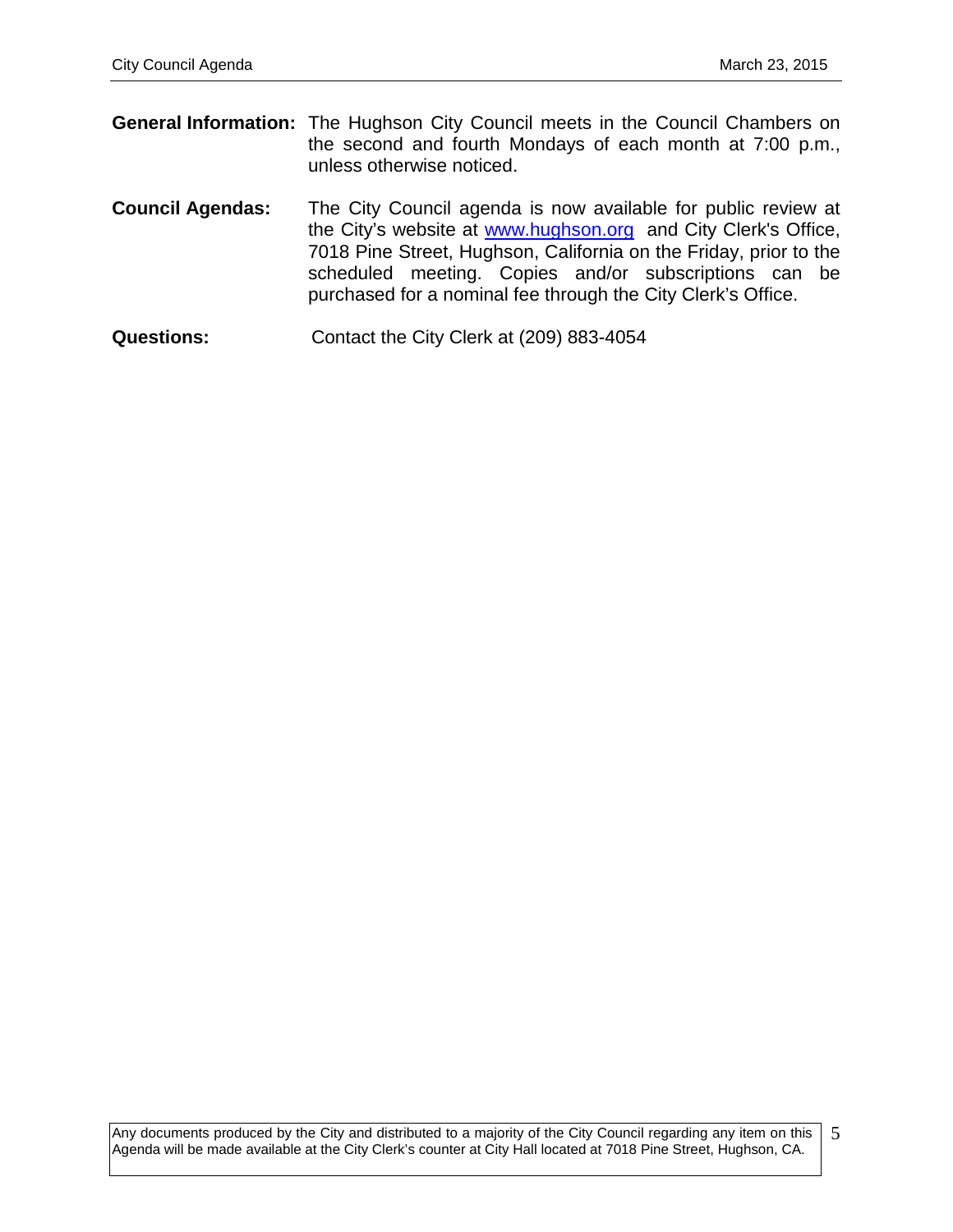**General Information:** The Hughson City Council meets in the Council Chambers on the second and fourth Mondays of each month at 7:00 p.m., unless otherwise noticed.

**Council Agendas:** The City Council agenda is now available for public review at the City's website at www.hughson.org and City Clerk's Office, 7018 Pine Street, Hughson, California on the Friday, prior to the scheduled meeting. Copies and/or subscriptions can be purchased for a nominal fee through the City Clerk's Office.

**Questions:** Contact the City Clerk at (209) 883-4054

Any documents produced by the City and distributed to a majority of the City Council regarding any item on this Agenda will be made available at the City Clerk's counter at City Hall located at 7018 Pine Street, Hughson, CA.